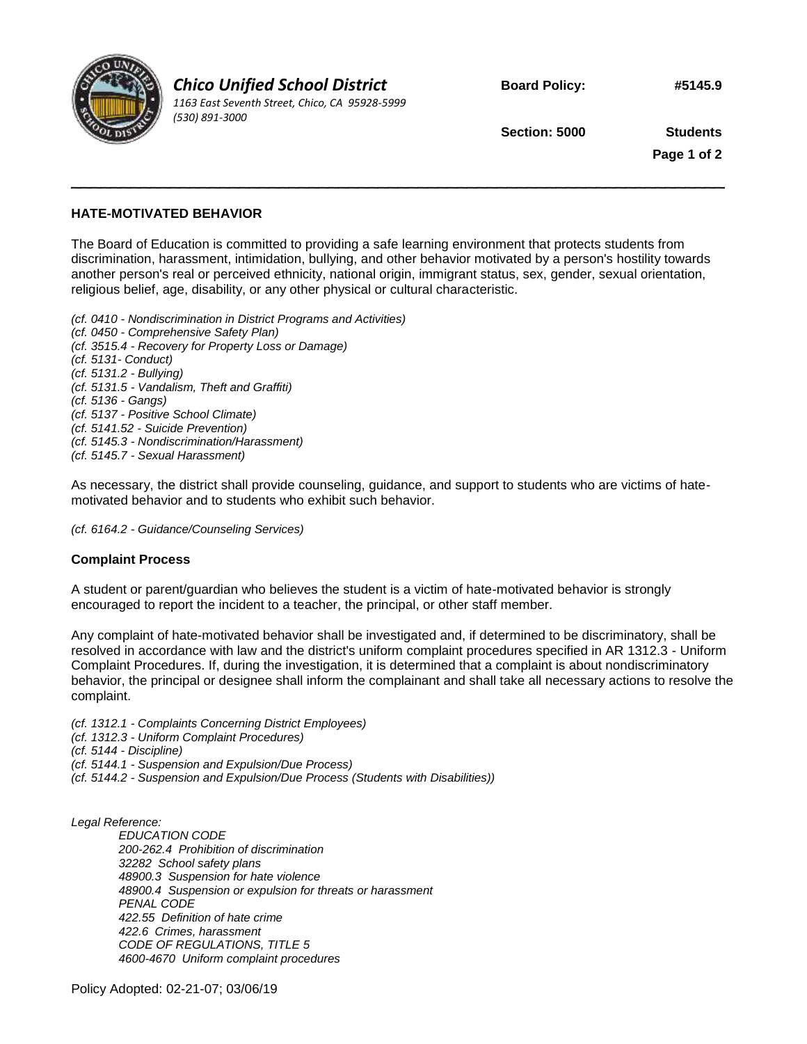**Chico Unified School District**
*1163 East Seventh Street, Chico, CA 95928-5999*
*(530) 891-3000*

**Board Policy: #5145.9**

**Section: 5000 Students**

# HATE-MOTIVATED BEHAVIOR

The Board of Education is committed to providing a safe learning environment that protects students from discrimination, harassment, intimidation, bullying, and other behavior motivated by a person's hostility towards another person's real or perceived ethnicity, national origin, immigrant status, sex, gender, sexual orientation, religious belief, age, disability, or any other physical or cultural characteristic.

*(cf. 0410 - Nondiscrimination in District Programs and Activities)*
*(cf. 0450 - Comprehensive Safety Plan)*
*(cf. 3515.4 - Recovery for Property Loss or Damage)*
*(cf. 5131- Conduct)*
*(cf. 5131.2 - Bullying)*
*(cf. 5131.5 - Vandalism, Theft and Graffiti)*
*(cf. 5136 - Gangs)*
*(cf. 5137 - Positive School Climate)*
*(cf. 5141.52 - Suicide Prevention)*
*(cf. 5145.3 - Nondiscrimination/Harassment)*
*(cf. 5145.7 - Sexual Harassment)*

As necessary, the district shall provide counseling, guidance, and support to students who are victims of hate-motivated behavior and to students who exhibit such behavior.

*(cf. 6164.2 - Guidance/Counseling Services)*

## Complaint Process

A student or parent/guardian who believes the student is a victim of hate-motivated behavior is strongly encouraged to report the incident to a teacher, the principal, or other staff member.

Any complaint of hate-motivated behavior shall be investigated and, if determined to be discriminatory, shall be resolved in accordance with law and the district's uniform complaint procedures specified in AR 1312.3 - Uniform Complaint Procedures. If, during the investigation, it is determined that a complaint is about nondiscriminatory behavior, the principal or designee shall inform the complainant and shall take all necessary actions to resolve the complaint.

*(cf. 1312.1 - Complaints Concerning District Employees)*
*(cf. 1312.3 - Uniform Complaint Procedures)*
*(cf. 5144 - Discipline)*
*(cf. 5144.1 - Suspension and Expulsion/Due Process)*
*(cf. 5144.2 - Suspension and Expulsion/Due Process (Students with Disabilities))*

*Legal Reference:*

*EDUCATION CODE*
*200-262.4 Prohibition of discrimination*
*32282 School safety plans*
*48900.3 Suspension for hate violence*
*48900.4 Suspension or expulsion for threats or harassment*
*PENAL CODE*
*422.55 Definition of hate crime*
*422.6 Crimes, harassment*
*CODE OF REGULATIONS, TITLE 5*
*4600-4670 Uniform complaint procedures*

Policy Adopted: 02-21-07; 03/06/19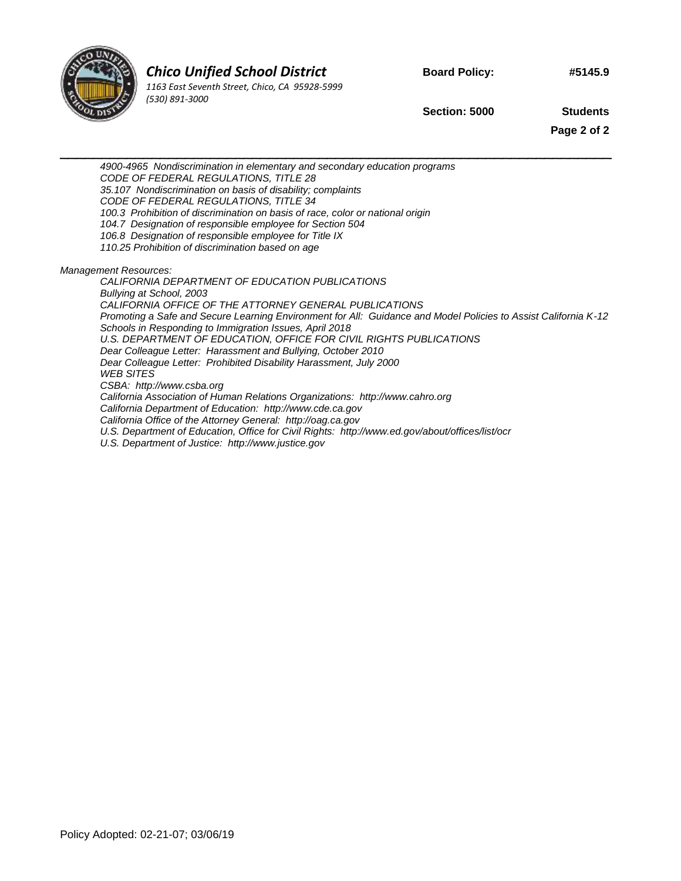*4900-4965 Nondiscrimination in elementary and secondary education programs*
*CODE OF FEDERAL REGULATIONS, TITLE 28*
*35.107 Nondiscrimination on basis of disability; complaints*
*CODE OF FEDERAL REGULATIONS, TITLE 34*
*100.3 Prohibition of discrimination on basis of race, color or national origin*
*104.7 Designation of responsible employee for Section 504*
*106.8 Designation of responsible employee for Title IX*
*110.25 Prohibition of discrimination based on age*

*Management Resources:*
*CALIFORNIA DEPARTMENT OF EDUCATION PUBLICATIONS*
*Bullying at School, 2003*
*CALIFORNIA OFFICE OF THE ATTORNEY GENERAL PUBLICATIONS*
*Promoting a Safe and Secure Learning Environment for All: Guidance and Model Policies to Assist California K-12 Schools in Responding to Immigration Issues, April 2018*
*U.S. DEPARTMENT OF EDUCATION, OFFICE FOR CIVIL RIGHTS PUBLICATIONS*
*Dear Colleague Letter: Harassment and Bullying, October 2010*
*Dear Colleague Letter: Prohibited Disability Harassment, July 2000*
*WEB SITES*
*CSBA: http://www.csba.org*
*California Association of Human Relations Organizations: http://www.cahro.org*
*California Department of Education: http://www.cde.ca.gov*
*California Office of the Attorney General: http://oag.ca.gov*
*U.S. Department of Education, Office for Civil Rights: http://www.ed.gov/about/offices/list/ocr*
*U.S. Department of Justice: http://www.justice.gov*

Policy Adopted: 02-21-07; 03/06/19